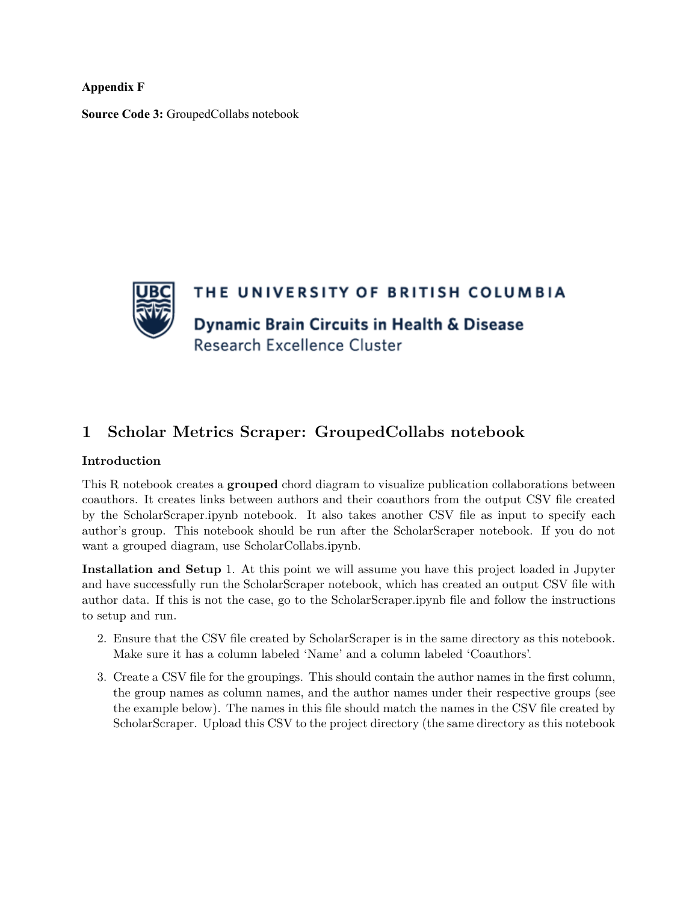**Appendix F**

**Source Code 3:** GroupedCollabs notebook

THE UNIVERSITY OF BRITISH COLUMBIA

Dynamic Brain Circuits in Health & Disease

Research Excellence Cluster

# 1 Scholar Metrics Scraper: GroupedCollabs notebook

**Introduction**

This R notebook creates a **grouped** chord diagram to visualize publication collaborations between coauthors. It creates links between authors and their coauthors from the output CSV file created by the ScholarScraper.ipynb notebook. It also takes another CSV file as input to specify each author's group. This notebook should be run after the ScholarScraper notebook. If you do not want a grouped diagram, use ScholarCollabs.ipynb.

**Installation and Setup** 1. At this point we will assume you have this project loaded in Jupyter and have successfully run the ScholarScraper notebook, which has created an output CSV file with author data. If this is not the case, go to the ScholarScraper.ipynb file and follow the instructions to setup and run.

2. Ensure that the CSV file created by ScholarScraper is in the same directory as this notebook. Make sure it has a column labeled 'Name' and a column labeled 'Coauthors'.
3. Create a CSV file for the groupings. This should contain the author names in the first column, the group names as column names, and the author names under their respective groups (see the example below). The names in this file should match the names in the CSV file created by ScholarScraper. Upload this CSV to the project directory (the same directory as this notebook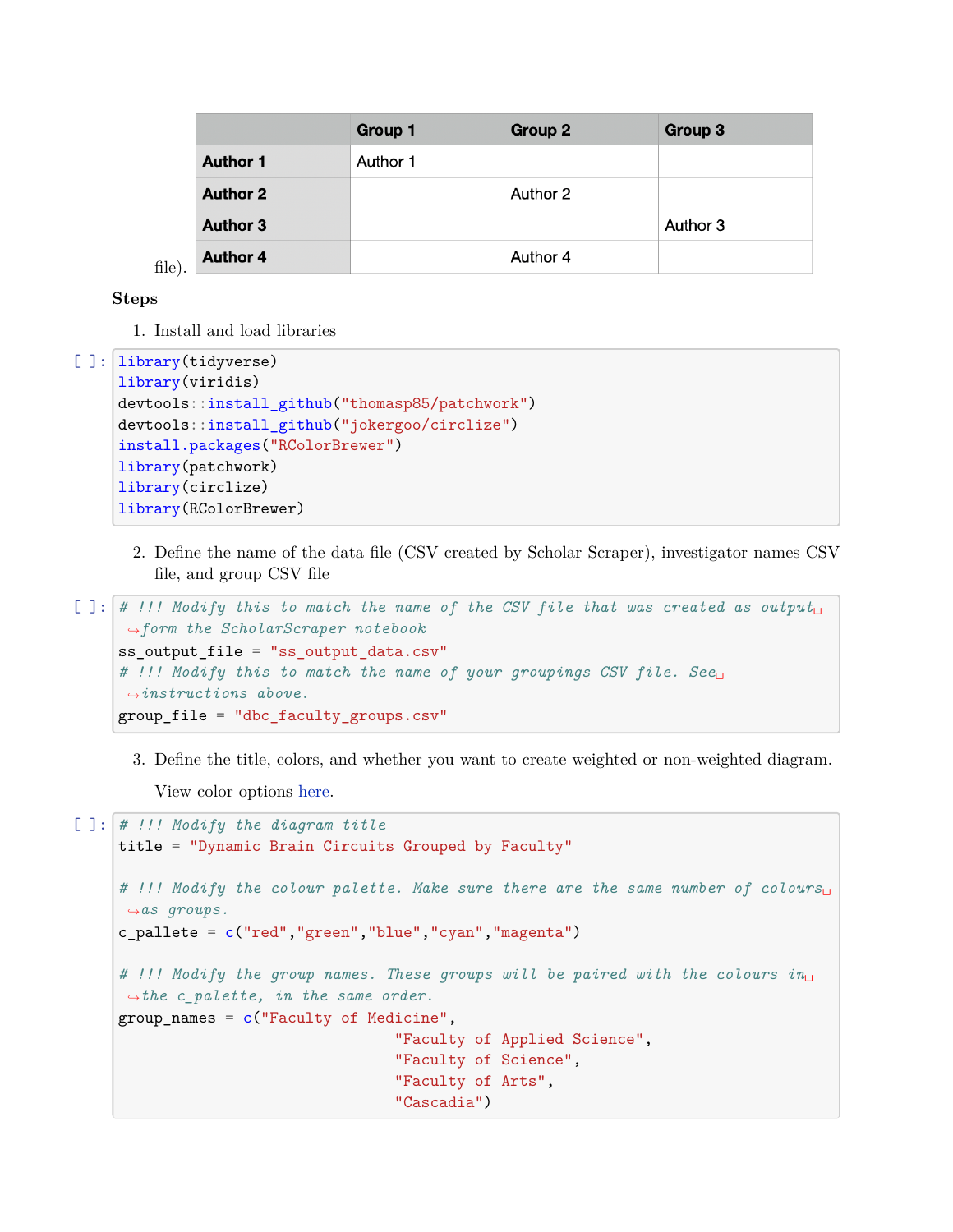| | Group 1 | Group 2 | Group 3 |
|---|---|---|---|
| **Author 1** | Author 1 | | |
| **Author 2** | | Author 2 | |
| **Author 3** | | | Author 3 |
| **Author 4** | | Author 4 | |

file).

**Steps**

1. Install and load libraries

```
library(tidyverse)
library(viridis)
devtools::install_github("thomasp85/patchwork")
devtools::install_github("jokergoo/circlize")
install.packages("RColorBrewer")
library(patchwork)
library(circlize)
library(RColorBrewer)
```

2. Define the name of the data file (CSV created by Scholar Scraper), investigator names CSV file, and group CSV file

```
# !!! Modify this to match the name of the CSV file that was created as output form the ScholarScraper notebook
ss_output_file = "ss_output_data.csv"
# !!! Modify this to match the name of your groupings CSV file. See instructions above.
group_file = "dbc_faculty_groups.csv"
```

3. Define the title, colors, and whether you want to create weighted or non-weighted diagram.

   View color options here.

```
# !!! Modify the diagram title
title = "Dynamic Brain Circuits Grouped by Faculty"

# !!! Modify the colour palette. Make sure there are the same number of colours as groups.
c_pallete = c("red","green","blue","cyan","magenta")

# !!! Modify the group names. These groups will be paired with the colours in the c_palette, in the same order.
group_names = c("Faculty of Medicine",
                "Faculty of Applied Science",
                "Faculty of Science",
                "Faculty of Arts",
                "Cascadia")
```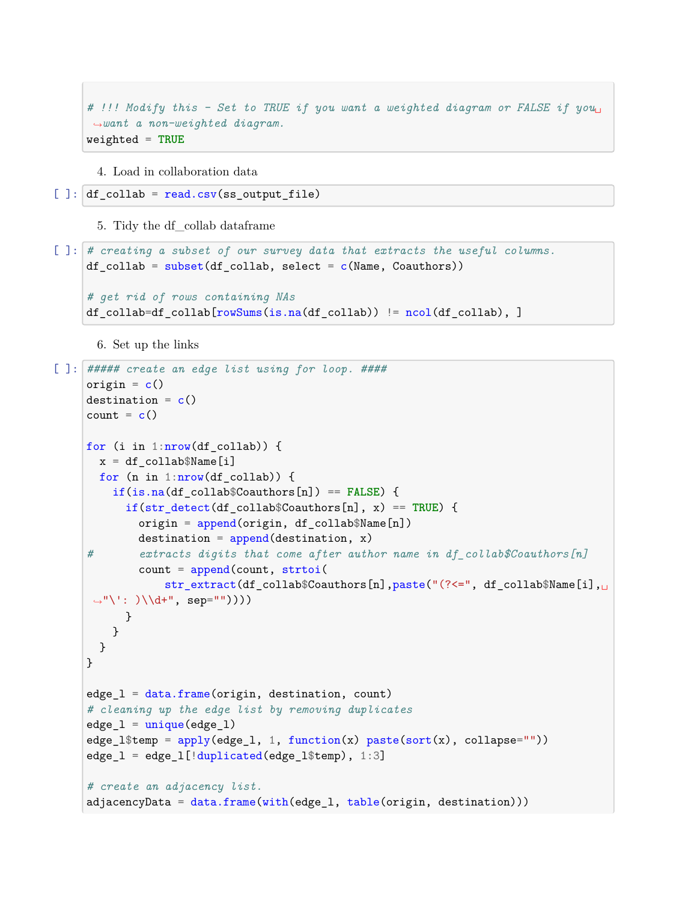```
# !!! Modify this - Set to TRUE if you want a weighted diagram or FALSE if you want a non-weighted diagram.
weighted = TRUE
```

4. Load in collaboration data

```
df_collab = read.csv(ss_output_file)
```

5. Tidy the df_collab dataframe

```
# creating a subset of our survey data that extracts the useful columns.
df_collab = subset(df_collab, select = c(Name, Coauthors))

# get rid of rows containing NAs
df_collab=df_collab[rowSums(is.na(df_collab)) != ncol(df_collab), ]
```

6. Set up the links

```
##### create an edge list using for loop. ####
origin = c()
destination = c()
count = c()

for (i in 1:nrow(df_collab)) {
  x = df_collab$Name[i]
  for (n in 1:nrow(df_collab)) {
    if(is.na(df_collab$Coauthors[n]) == FALSE) {
      if(str_detect(df_collab$Coauthors[n], x) == TRUE) {
        origin = append(origin, df_collab$Name[n])
        destination = append(destination, x)
#       extracts digits that come after author name in df_collab$Coauthors[n]
        count = append(count, strtoi(
            str_extract(df_collab$Coauthors[n],paste("(?<=", df_collab$Name[i], "\': )\\d+", sep=""))))
      }
    }
  }
}

edge_l = data.frame(origin, destination, count)
# cleaning up the edge list by removing duplicates
edge_l = unique(edge_l)
edge_l$temp = apply(edge_l, 1, function(x) paste(sort(x), collapse=""))
edge_l = edge_l[!duplicated(edge_l$temp), 1:3]

# create an adjacency list.
adjacencyData = data.frame(with(edge_l, table(origin, destination)))
```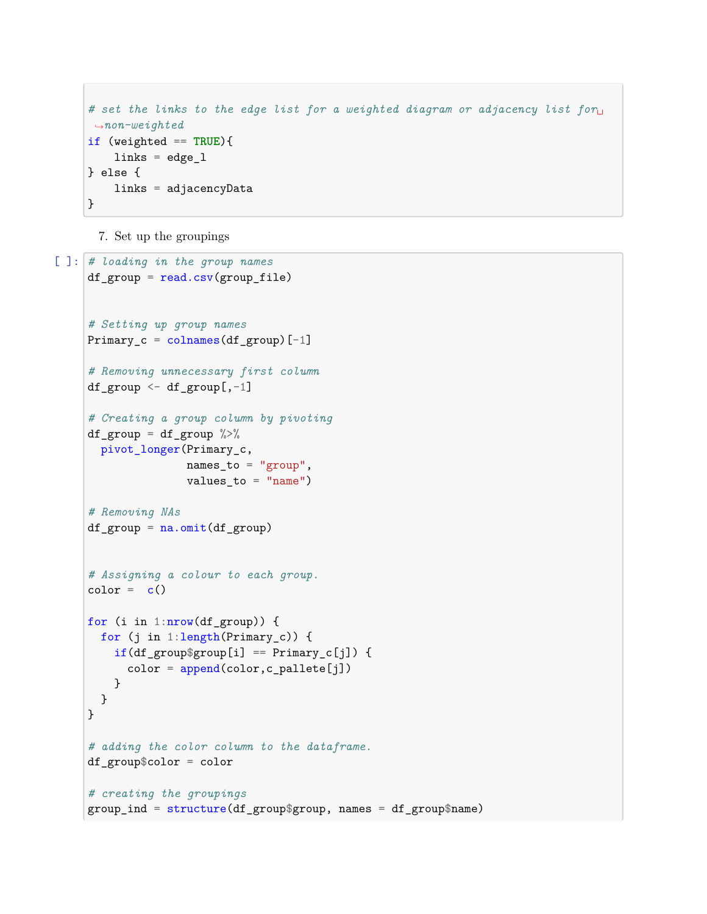```r
# set the links to the edge list for a weighted diagram or adjacency list for non-weighted
if (weighted == TRUE){
    links = edge_l
} else {
    links = adjacencyData
}
```

7. Set up the groupings

```r
# loading in the group names
df_group = read.csv(group_file)


# Setting up group names
Primary_c = colnames(df_group)[-1]

# Removing unnecessary first column
df_group <- df_group[,-1]

# Creating a group column by pivoting
df_group = df_group %>%
  pivot_longer(Primary_c,
               names_to = "group",
               values_to = "name")

# Removing NAs
df_group = na.omit(df_group)


# Assigning a colour to each group.
color =  c()

for (i in 1:nrow(df_group)) {
  for (j in 1:length(Primary_c)) {
    if(df_group$group[i] == Primary_c[j]) {
      color = append(color,c_pallete[j])
    }
  }
}

# adding the color column to the dataframe.
df_group$color = color

# creating the groupings
group_ind = structure(df_group$group, names = df_group$name)
```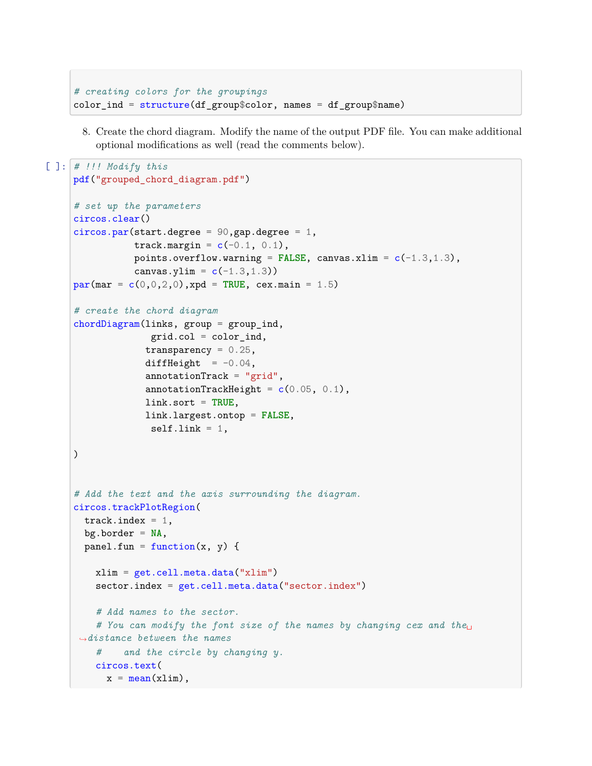```
# creating colors for the groupings
color_ind = structure(df_group$color, names = df_group$name)
```

8. Create the chord diagram. Modify the name of the output PDF file. You can make additional optional modifications as well (read the comments below).

```
# !!! Modify this
pdf("grouped_chord_diagram.pdf")

# set up the parameters
circos.clear()
circos.par(start.degree = 90,gap.degree = 1,
           track.margin = c(-0.1, 0.1),
           points.overflow.warning = FALSE, canvas.xlim = c(-1.3,1.3),
           canvas.ylim = c(-1.3,1.3))
par(mar = c(0,0,2,0),xpd = TRUE, cex.main = 1.5)

# create the chord diagram
chordDiagram(links, group = group_ind,
              grid.col = color_ind,
             transparency = 0.25,
             diffHeight  = -0.04,
             annotationTrack = "grid",
             annotationTrackHeight = c(0.05, 0.1),
             link.sort = TRUE,
             link.largest.ontop = FALSE,
              self.link = 1,

)


# Add the text and the axis surrounding the diagram.
circos.trackPlotRegion(
  track.index = 1,
  bg.border = NA,
  panel.fun = function(x, y) {

    xlim = get.cell.meta.data("xlim")
    sector.index = get.cell.meta.data("sector.index")

    # Add names to the sector.
    # You can modify the font size of the names by changing cex and the
 ↪distance between the names
    #    and the circle by changing y.
    circos.text(
      x = mean(xlim),
```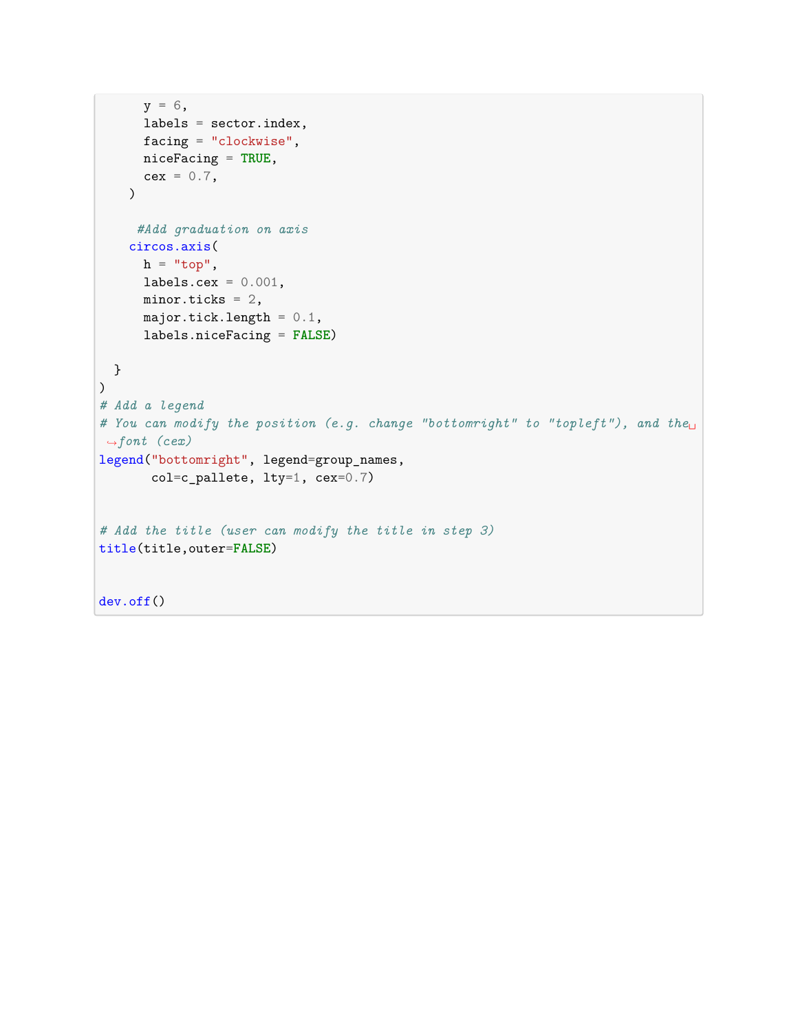```
      y = 6,
      labels = sector.index,
      facing = "clockwise",
      niceFacing = TRUE,
      cex = 0.7,
    )

     #Add graduation on axis
    circos.axis(
      h = "top",
      labels.cex = 0.001,
      minor.ticks = 2,
      major.tick.length = 0.1,
      labels.niceFacing = FALSE)

  }
)
# Add a legend
# You can modify the position (e.g. change "bottomright" to "topleft"), and the font (cex)
legend("bottomright", legend=group_names,
       col=c_pallete, lty=1, cex=0.7)


# Add the title (user can modify the title in step 3)
title(title,outer=FALSE)


dev.off()
```